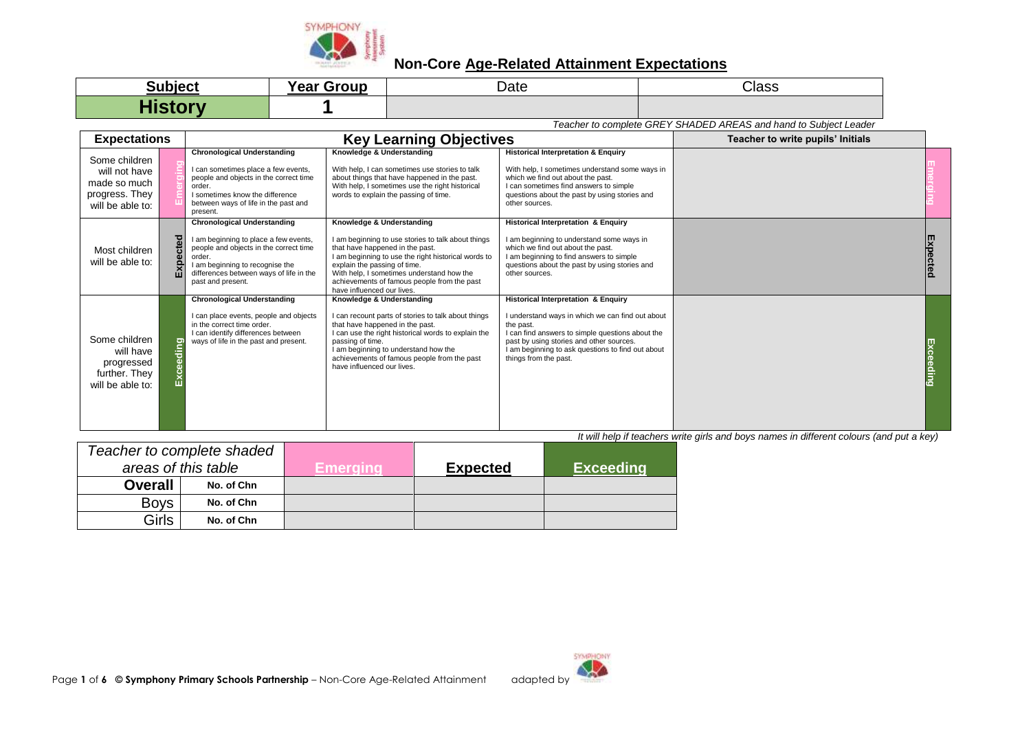# Non-Core Age-Related Attainment Expectations

| Subject | Year Group | Date | Class |
|---|---|---|---|
| **History** | **1** | | |

*Teacher to complete GREY SHADED AREAS and hand to Subject Leader*

| Expectations | | Key Learning Objectives | | | Teacher to write pupils' Initials | |
|---|---|---|---|---|---|---|
| Some children will not have made so much progress. They will be able to: | Emerging | **Chronological Understanding**<br><br>I can sometimes place a few events, people and objects in the correct time order.<br>I sometimes know the difference between ways of life in the past and present. | **Knowledge & Understanding**<br><br>With help, I can sometimes use stories to talk about things that have happened in the past.<br>With help, I sometimes use the right historical words to explain the passing of time. | **Historical Interpretation & Enquiry**<br><br>With help, I sometimes understand some ways in which we find out about the past.<br>I can sometimes find answers to simple questions about the past by using stories and other sources. | | Emerging |
| Most children will be able to: | Expected | **Chronological Understanding**<br><br>I am beginning to place a few events, people and objects in the correct time order.<br>I am beginning to recognise the differences between ways of life in the past and present. | **Knowledge & Understanding**<br><br>I am beginning to use stories to talk about things that have happened in the past.<br>I am beginning to use the right historical words to explain the passing of time.<br>With help, I sometimes understand how the achievements of famous people from the past have influenced our lives. | **Historical Interpretation & Enquiry**<br><br>I am beginning to understand some ways in which we find out about the past.<br>I am beginning to find answers to simple questions about the past by using stories and other sources. | | Expected |
| Some children will have progressed further. They will be able to: | Exceeding | **Chronological Understanding**<br><br>I can place events, people and objects in the correct time order.<br>I can identify differences between ways of life in the past and present. | **Knowledge & Understanding**<br><br>I can recount parts of stories to talk about things that have happened in the past.<br>I can use the right historical words to explain the passing of time.<br>I am beginning to understand how the achievements of famous people from the past have influenced our lives. | **Historical Interpretation & Enquiry**<br><br>I understand ways in which we can find out about the past.<br>I can find answers to simple questions about the past by using stories and other sources.<br>I am beginning to ask questions to find out about things from the past. | | Exceeding |

*It will help if teachers write girls and boys names in different colours (and put a key)*

| *Teacher to complete shaded areas of this table* | | Emerging | Expected | Exceeding |
|---|---|---|---|---|
| **Overall** | No. of Chn | | | |
| Boys | No. of Chn | | | |
| Girls | No. of Chn | | | |

© **Symphony Primary Schools Partnership** – Non-Core Age-Related Attainment adapted by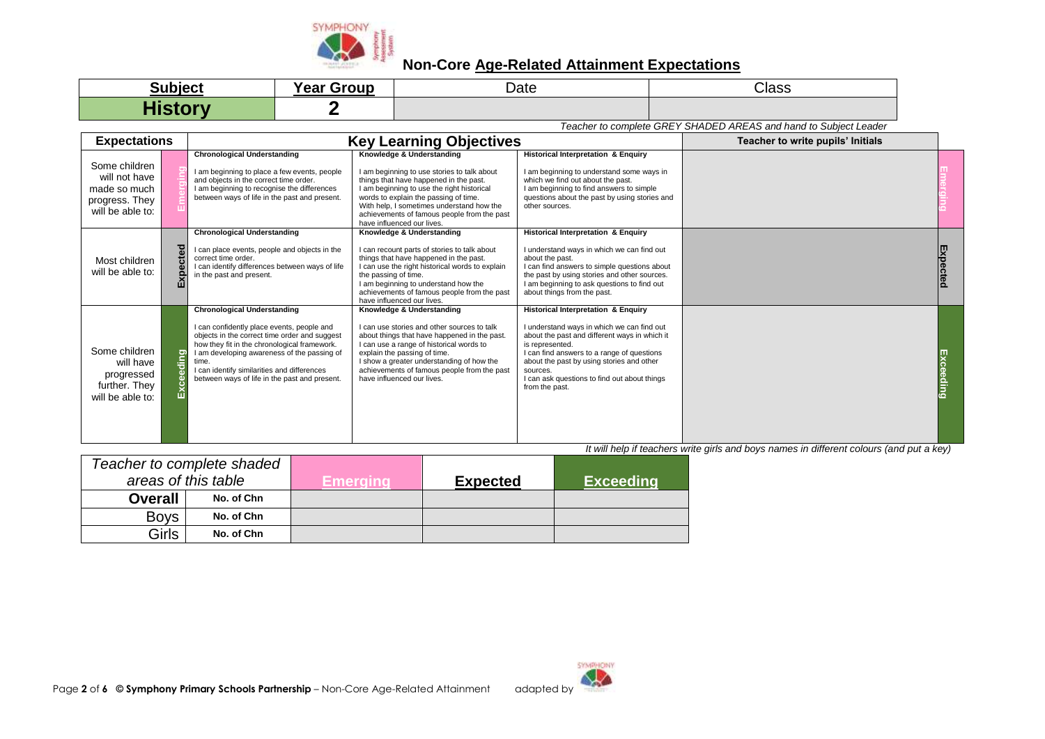# Non-Core Age-Related Attainment Expectations

| Subject | Year Group | Date | Class |
|---|---|---|---|
| History | 2 | | |

*Teacher to complete GREY SHADED AREAS and hand to Subject Leader*

| Expectations | | Key Learning Objectives | | | Teacher to write pupils' Initials | |
|---|---|---|---|---|---|---|
| Some children will not have made so much progress. They will be able to: | Emerging | **Chronological Understanding**<br>I am beginning to place a few events, people and objects in the correct time order.<br>I am beginning to recognise the differences between ways of life in the past and present. | **Knowledge & Understanding**<br>I am beginning to use stories to talk about things that have happened in the past.<br>I am beginning to use the right historical words to explain the passing of time.<br>With help, I sometimes understand how the achievements of famous people from the past have influenced our lives. | **Historical Interpretation & Enquiry**<br>I am beginning to understand some ways in which we find out about the past.<br>I am beginning to find answers to simple questions about the past by using stories and other sources. | | Emerging |
| Most children will be able to: | Expected | **Chronological Understanding**<br>I can place events, people and objects in the correct time order.<br>I can identify differences between ways of life in the past and present. | **Knowledge & Understanding**<br>I can recount parts of stories to talk about things that have happened in the past.<br>I can use the right historical words to explain the passing of time.<br>I am beginning to understand how the achievements of famous people from the past have influenced our lives. | **Historical Interpretation & Enquiry**<br>I understand ways in which we can find out about the past.<br>I can find answers to simple questions about the past by using stories and other sources.<br>I am beginning to ask questions to find out about things from the past. | | Expected |
| Some children will have progressed further. They will be able to: | Exceeding | **Chronological Understanding**<br>I can confidently place events, people and objects in the correct time order and suggest how they fit in the chronological framework.<br>I am developing awareness of the passing of time.<br>I can identify similarities and differences between ways of life in the past and present. | **Knowledge & Understanding**<br>I can use stories and other sources to talk about things that have happened in the past.<br>I can use a range of historical words to explain the passing of time.<br>I show a greater understanding of how the achievements of famous people from the past have influenced our lives. | **Historical Interpretation & Enquiry**<br>I understand ways in which we can find out about the past and different ways in which it is represented.<br>I can find answers to a range of questions about the past by using stories and other sources.<br>I can ask questions to find out about things from the past. | | Exceeding |

*It will help if teachers write girls and boys names in different colours (and put a key)*

| Teacher to complete shaded areas of this table | | Emerging | Expected | Exceeding |
|---|---|---|---|---|
| Overall | No. of Chn | | | |
| Boys | No. of Chn | | | |
| Girls | No. of Chn | | | |

© Symphony Primary Schools Partnership – Non-Core Age-Related Attainment adapted by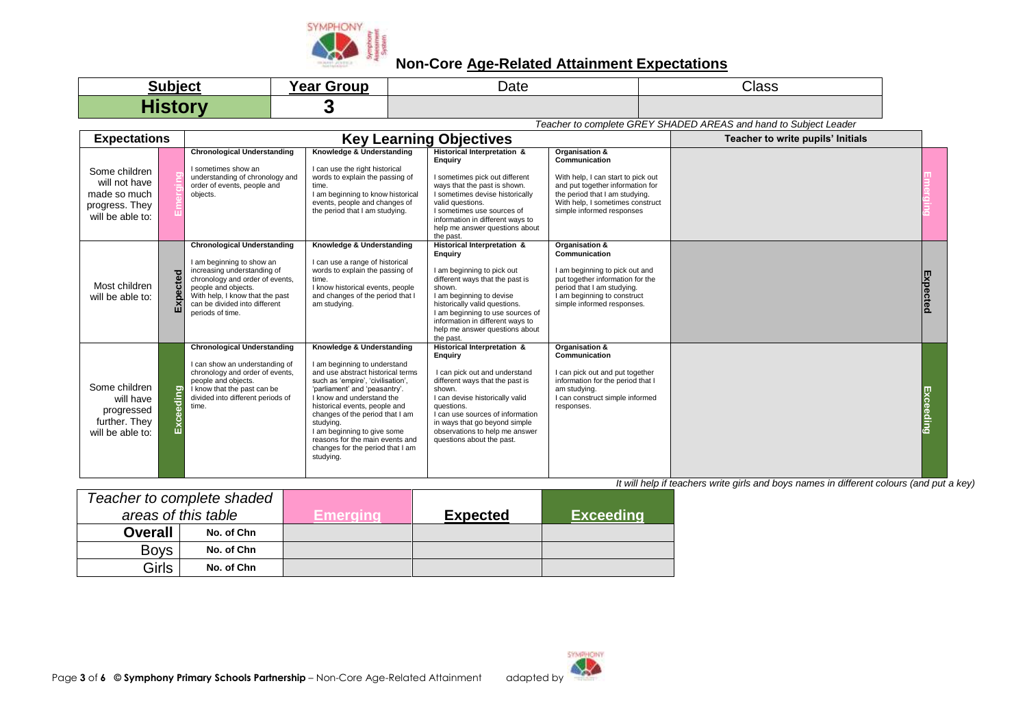## Non-Core Age-Related Attainment Expectations

| Subject | Year Group | Date | Class |
| --- | --- | --- | --- |
| History | 3 | | |

*Teacher to complete GREY SHADED AREAS and hand to Subject Leader*

| Expectations | | Key Learning Objectives | | | | Teacher to write pupils' Initials | |
| --- | --- | --- | --- | --- | --- | --- | --- |
| Some children will not have made so much progress. They will be able to: | Emerging | **Chronological Understanding** I sometimes show an understanding of chronology and order of events, people and objects. | **Knowledge & Understanding** I can use the right historical words to explain the passing of time. I am beginning to know historical events, people and changes of the period that I am studying. | **Historical Interpretation & Enquiry** I sometimes pick out different ways that the past is shown. I sometimes devise historically valid questions. I sometimes use sources of information in different ways to help me answer questions about the past. | **Organisation & Communication** With help, I can start to pick out and put together information for the period that I am studying. With help, I sometimes construct simple informed responses | | Emerging |
| Most children will be able to: | Expected | **Chronological Understanding** I am beginning to show an increasing understanding of chronology and order of events, people and objects. With help, I know that the past can be divided into different periods of time. | **Knowledge & Understanding** I can use a range of historical words to explain the passing of time. I know historical events, people and changes of the period that I am studying. | **Historical Interpretation & Enquiry** I am beginning to pick out different ways that the past is shown. I am beginning to devise historically valid questions. I am beginning to use sources of information in different ways to help me answer questions about the past. | **Organisation & Communication** I am beginning to pick out and put together information for the period that I am studying. I am beginning to construct simple informed responses. | | Expected |
| Some children will have progressed further. They will be able to: | Exceeding | **Chronological Understanding** I can show an understanding of chronology and order of events, people and objects. I know that the past can be divided into different periods of time. | **Knowledge & Understanding** I am beginning to understand and use abstract historical terms such as 'empire', 'civilisation', 'parliament' and 'peasantry'. I know and understand the historical events, people and changes of the period that I am studying. I am beginning to give some reasons for the main events and changes for the period that I am studying. | **Historical Interpretation & Enquiry** I can pick out and understand different ways that the past is shown. I can devise historically valid questions. I can use sources of information in ways that go beyond simple observations to help me answer questions about the past. | **Organisation & Communication** I can pick out and put together information for the period that I am studying. I can construct simple informed responses. | | Exceeding |

*It will help if teachers write girls and boys names in different colours (and put a key)*

| *Teacher to complete shaded areas of this table* | | Emerging | Expected | Exceeding |
| --- | --- | --- | --- | --- |
| **Overall** | No. of Chn | | | |
| Boys | No. of Chn | | | |
| Girls | No. of Chn | | | |

**© Symphony Primary Schools Partnership** – Non-Core Age-Related Attainment adapted by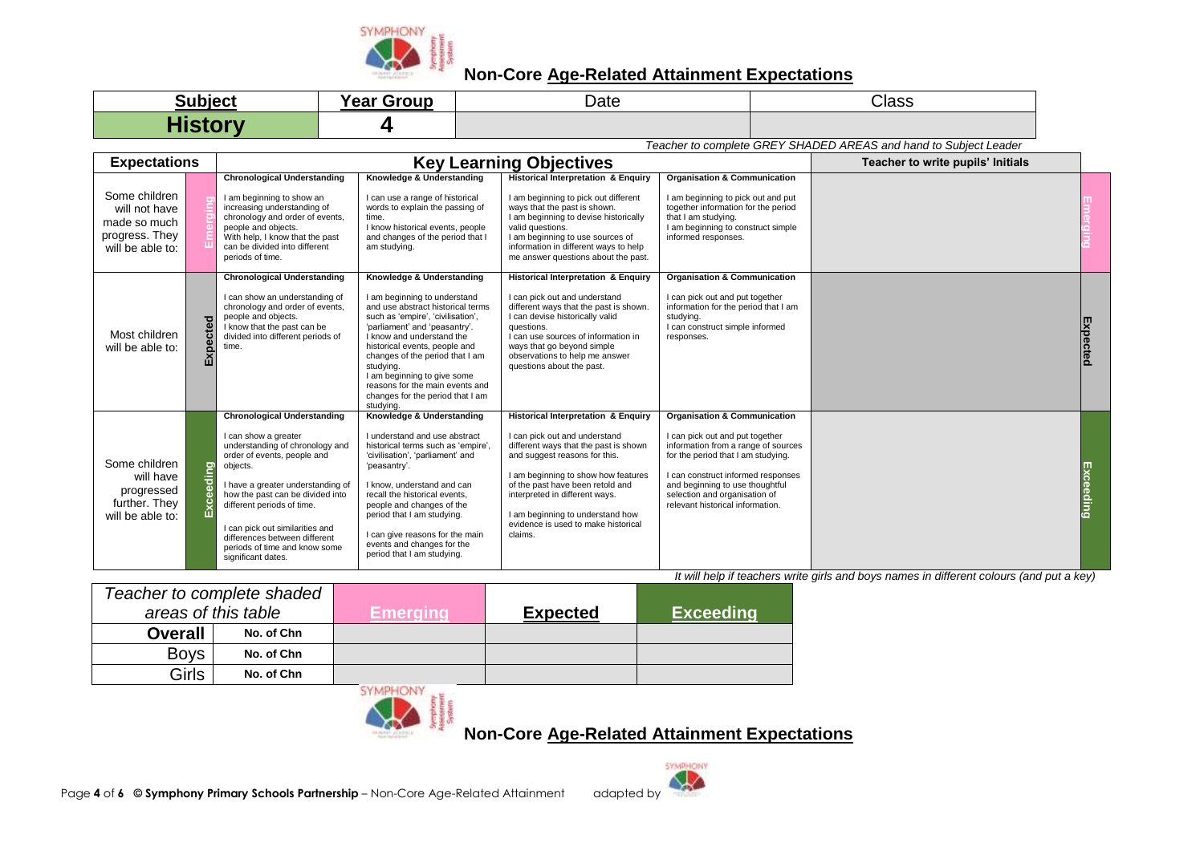# Non-Core Age-Related Attainment Expectations

| Subject | Year Group | Date | Class |
|---|---|---|---|
| History | 4 | | |

*Teacher to complete GREY SHADED AREAS and hand to Subject Leader*

| Expectations | | Key Learning Objectives | | | | Teacher to write pupils' Initials | |
|---|---|---|---|---|---|---|---|
| | | **Chronological Understanding** | **Knowledge & Understanding** | **Historical Interpretation & Enquiry** | **Organisation & Communication** | | |
| Some children will not have made so much progress. They will be able to: | Emerging | I am beginning to show an increasing understanding of chronology and order of events, people and objects. With help, I know that the past can be divided into different periods of time. | I can use a range of historical words to explain the passing of time. I know historical events, people and changes of the period that I am studying. | I am beginning to pick out different ways that the past is shown. I am beginning to devise historically valid questions. I am beginning to use sources of information in different ways to help me answer questions about the past. | I am beginning to pick out and put together information for the period that I am studying. I am beginning to construct simple informed responses. | | Emerging |
| Most children will be able to: | Expected | I can show an understanding of chronology and order of events, people and objects. I know that the past can be divided into different periods of time. | I am beginning to understand and use abstract historical terms such as 'empire', 'civilisation', 'parliament' and 'peasantry'. I know and understand the historical events, people and changes of the period that I am studying. I am beginning to give some reasons for the main events and changes for the period that I am studying. | I can pick out and understand different ways that the past is shown. I can devise historically valid questions. I can use sources of information in different ways that go beyond simple observations to help me answer questions about the past. | I can pick out and put together information for the period that I am studying. I can construct simple informed responses. | | Expected |
| Some children will have progressed further. They will be able to: | Exceeding | I can show a greater understanding of chronology and order of events, people and objects. I have a greater understanding of how the past can be divided into different periods of time. I can pick out similarities and differences between different periods of time and know some significant dates. | I understand and use abstract historical terms such as 'empire', 'civilisation', 'parliament' and 'peasantry'. I know, understand and can recall the historical events, people and changes of the period that I am studying. I can give reasons for the main events and changes for the period that I am studying. | I can pick out and understand different ways that the past is shown and suggest reasons for this. I am beginning to show how features of the past have been retold and interpreted in different ways. I am beginning to understand how evidence is used to make historical claims. | I can pick out and put together information from a range of sources for the period that I am studying. I can construct informed responses and beginning to use thoughtful selection and organisation of relevant historical information. | | Exceeding |

*It will help if teachers write girls and boys names in different colours (and put a key)*

| *Teacher to complete shaded areas of this table* | | Emerging | Expected | Exceeding |
|---|---|---|---|---|
| **Overall** | No. of Chn | | | |
| Boys | No. of Chn | | | |
| Girls | No. of Chn | | | |

# Non-Core Age-Related Attainment Expectations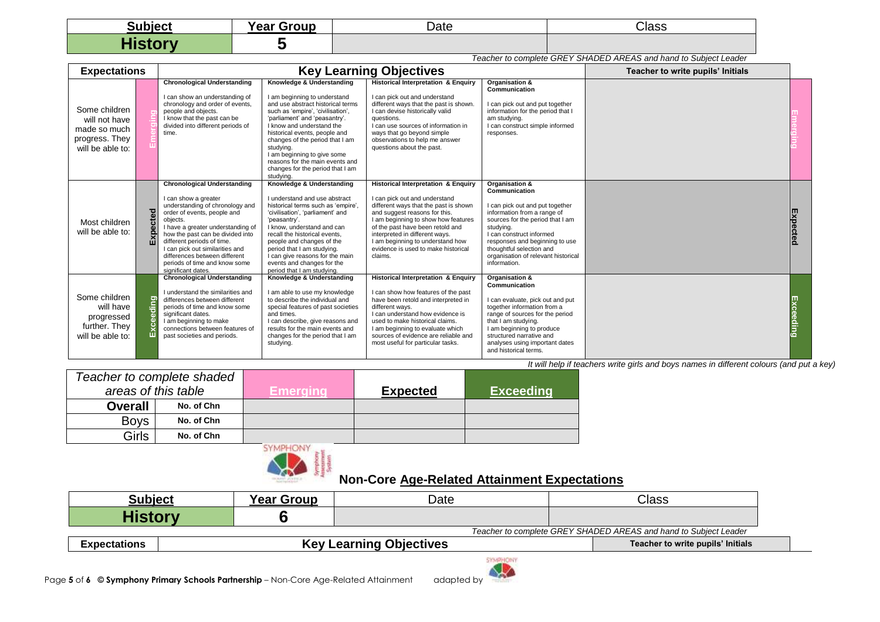| Subject | Year Group | Date | Class |
| --- | --- | --- | --- |
| **History** | **5** | | |

*Teacher to complete GREY SHADED AREAS and hand to Subject Leader*

| Expectations | | Key Learning Objectives | | | | Teacher to write pupils' Initials | |
| --- | --- | --- | --- | --- | --- | --- | --- |
| Some children will not have made so much progress. They will be able to: | Emerging | **Chronological Understanding**<br><br>I can show an understanding of chronology and order of events, people and objects.<br>I know that the past can be divided into different periods of time. | **Knowledge & Understanding**<br><br>I am beginning to understand and use abstract historical terms such as 'empire', 'civilisation', 'parliament' and 'peasantry'.<br>I know and understand the historical events, people and changes of the period that I am studying.<br>I am beginning to give some reasons for the main events and changes for the period that I am studying. | **Historical Interpretation & Enquiry**<br><br>I can pick out and understand different ways that the past is shown.<br>I can devise historically valid questions.<br>I can use sources of information in ways that go beyond simple observations to help me answer questions about the past. | **Organisation & Communication**<br><br>I can pick out and put together information for the period that I am studying.<br>I can construct simple informed responses. | | Emerging |
| Most children will be able to: | Expected | **Chronological Understanding**<br><br>I can show a greater understanding of chronology and order of events, people and objects.<br>I have a greater understanding of how the past can be divided into different periods of time.<br>I can pick out similarities and differences between different periods of time and know some significant dates. | **Knowledge & Understanding**<br><br>I understand and use abstract historical terms such as 'empire', 'civilisation', 'parliament' and 'peasantry'.<br>I know, understand and can recall the historical events, people and changes of the period that I am studying.<br>I can give reasons for the main events and changes for the period that I am studying. | **Historical Interpretation & Enquiry**<br><br>I can pick out and understand different ways that the past is shown and suggest reasons for this.<br>I am beginning to show how features of the past have been retold and interpreted in different ways.<br>I am beginning to understand how evidence is used to make historical claims. | **Organisation & Communication**<br><br>I can pick out and put together information from a range of sources for the period that I am studying.<br>I can construct informed responses and beginning to use thoughtful selection and organisation of relevant historical information. | | Expected |
| Some children will have progressed further. They will be able to: | Exceeding | **Chronological Understanding**<br><br>I understand the similarities and differences between different periods of time and know some significant dates.<br>I am beginning to make connections between features of past societies and periods. | **Knowledge & Understanding**<br><br>I am able to use my knowledge to describe the individual and special features of past societies and times.<br>I can describe, give reasons and results for the main events and changes for the period that I am studying. | **Historical Interpretation & Enquiry**<br><br>I can show how features of the past have been retold and interpreted in different ways.<br>I can understand how evidence is used to make historical claims.<br>I am beginning to evaluate which sources of evidence are reliable and most useful for particular tasks. | **Organisation & Communication**<br><br>I can evaluate, pick out and put together information from a range of sources for the period that I am studying.<br>I am beginning to produce structured narrative and analyses using important dates and historical terms. | | Exceeding |

*It will help if teachers write girls and boys names in different colours (and put a key)*

| Teacher to complete shaded areas of this table | | Emerging | Expected | Exceeding |
| --- | --- | --- | --- | --- |
| **Overall** | **No. of Chn** | | | |
| Boys | **No. of Chn** | | | |
| Girls | **No. of Chn** | | | |

## Non-Core Age-Related Attainment Expectations

| Subject | Year Group | Date | Class |
| --- | --- | --- | --- |
| **History** | **6** | | |

*Teacher to complete GREY SHADED AREAS and hand to Subject Leader*

| Expectations | Key Learning Objectives | Teacher to write pupils' Initials |
| --- | --- | --- |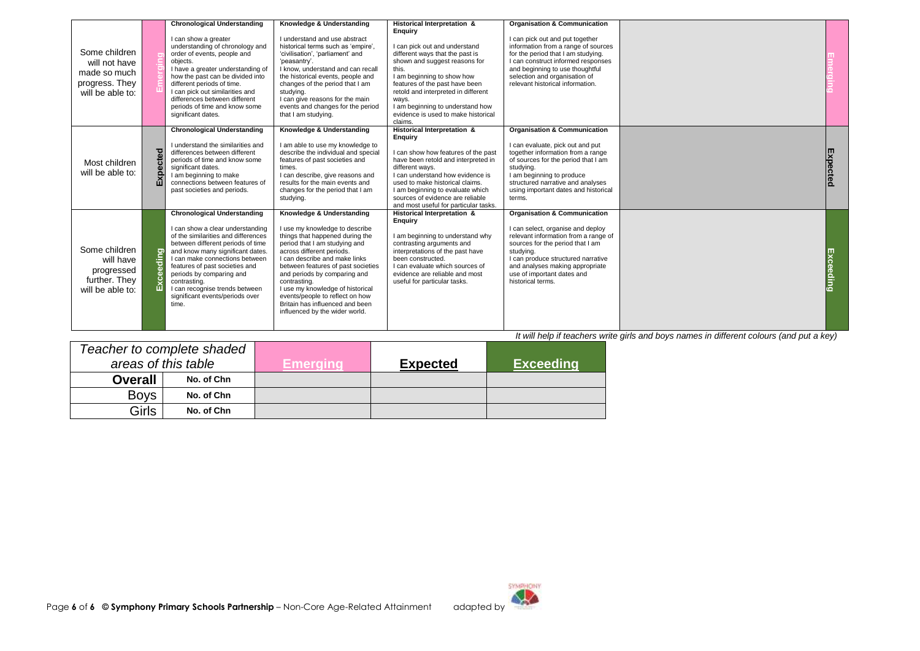| | | | | | | | |
|---|---|---|---|---|---|---|---|
| Some children will not have made so much progress. They will be able to: | Emerging | **Chronological Understanding**<br><br>I can show a greater understanding of chronology and order of events, people and objects.<br>I have a greater understanding of how the past can be divided into different periods of time.<br>I can pick out similarities and differences between different periods of time and know some significant dates. | **Knowledge & Understanding**<br><br>I understand and use abstract historical terms such as 'empire', 'civilisation', 'parliament' and 'peasantry'.<br>I know, understand and can recall the historical events, people and changes of the period that I am studying.<br>I can give reasons for the main events and changes for the period that I am studying. | **Historical Interpretation & Enquiry**<br><br>I can pick out and understand different ways that the past is shown and suggest reasons for this.<br>I am beginning to show how features of the past have been retold and interpreted in different ways.<br>I am beginning to understand how evidence is used to make historical claims. | **Organisation & Communication**<br><br>I can pick out and put together information from a range of sources for the period that I am studying.<br>I can construct informed responses and beginning to use thoughtful selection and organisation of relevant historical information. | | Emerging |
| Most children will be able to: | Expected | **Chronological Understanding**<br><br>I understand the similarities and differences between different periods of time and know some significant dates.<br>I am beginning to make connections between features of past societies and periods. | **Knowledge & Understanding**<br><br>I am able to use my knowledge to describe the individual and special features of past societies and times.<br>I can describe, give reasons and results for the main events and changes for the period that I am studying. | **Historical Interpretation & Enquiry**<br><br>I can show how features of the past have been retold and interpreted in different ways.<br>I can understand how evidence is used to make historical claims.<br>I am beginning to evaluate which sources of evidence are reliable and most useful for particular tasks. | **Organisation & Communication**<br><br>I can evaluate, pick out and put together information from a range of sources for the period that I am studying.<br>I am beginning to produce structured narrative and analyses using important dates and historical terms. | | Expected |
| Some children will have progressed further. They will be able to: | Exceeding | **Chronological Understanding**<br><br>I can show a clear understanding of the similarities and differences between different periods of time and know many significant dates.<br>I can make connections between features of past societies and periods by comparing and contrasting.<br>I can recognise trends between significant events/periods over time. | **Knowledge & Understanding**<br><br>I use my knowledge to describe things that happened during the period that I am studying and across different periods.<br>I can describe and make links between features of past societies and periods by comparing and contrasting.<br>I use my knowledge of historical events/people to reflect on how Britain has influenced and been influenced by the wider world. | **Historical Interpretation & Enquiry**<br><br>I am beginning to understand why contrasting arguments and interpretations of the past have been constructed.<br>I can evaluate which sources of evidence are reliable and most useful for particular tasks. | **Organisation & Communication**<br><br>I can select, organise and deploy relevant information from a range of sources for the period that I am studying.<br>I can produce structured narrative and analyses making appropriate use of important dates and historical terms. | | Exceeding |

*It will help if teachers write girls and boys names in different colours (and put a key)*

| *Teacher to complete shaded areas of this table* | | Emerging | Expected | Exceeding |
|---|---|---|---|---|
| **Overall** | **No. of Chn** | | | |
| Boys | **No. of Chn** | | | |
| Girls | **No. of Chn** | | | |

© **Symphony Primary Schools Partnership** – Non-Core Age-Related Attainment adapted by